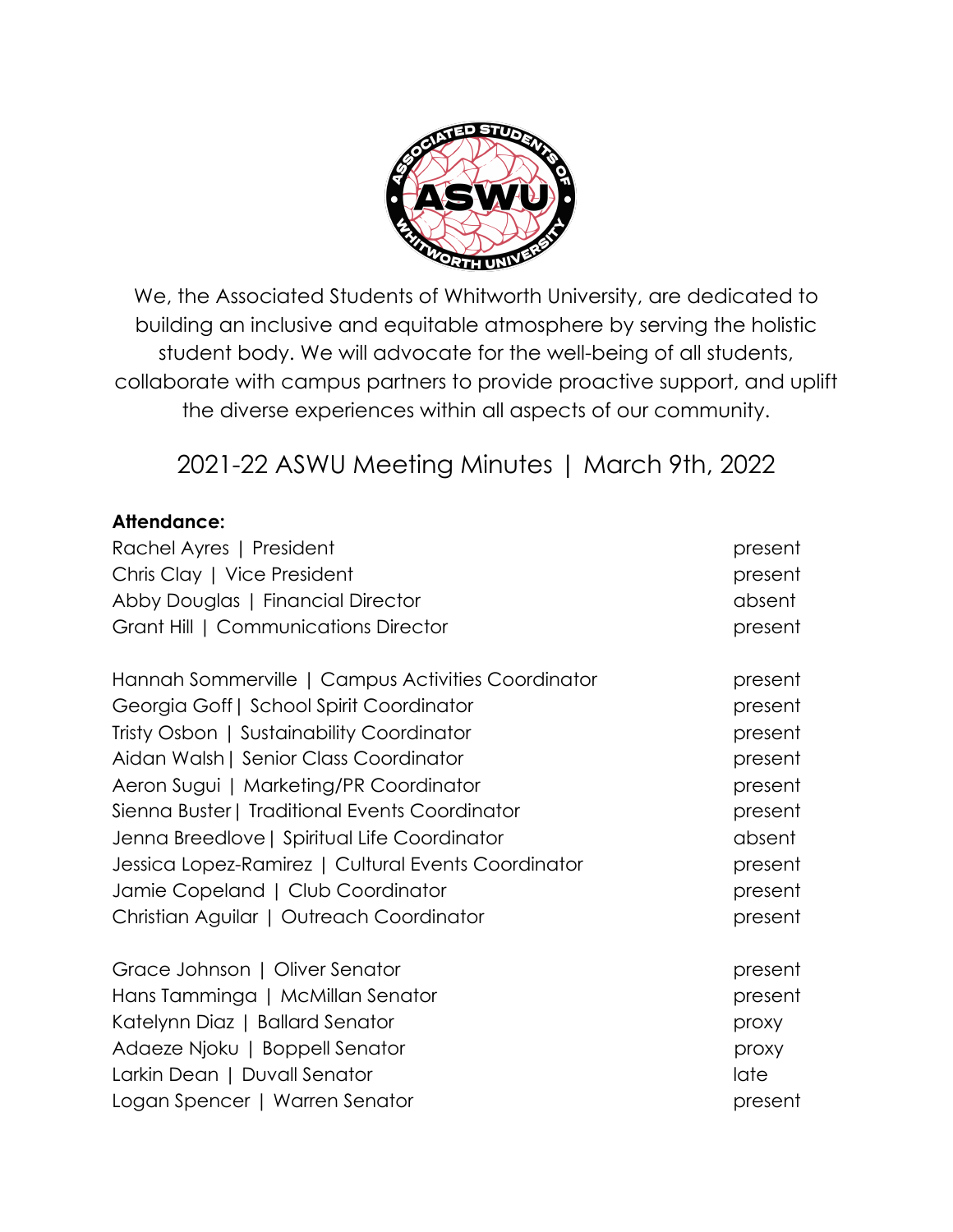We, the Associated Students of Whitworth University, are dedicated to building an inclusive and equitable atmosphere by serving the holistic student body. We will advocate for the well-being of all students, collaborate with campus partners to provide proactive support, and uplift the diverse experiences within all aspects of our community.

# 2021-22 ASWU Meeting Minutes | March 9th, 2022

**Attendance:**

Rachel Ayres | President — present
Chris Clay | Vice President — present
Abby Douglas | Financial Director — absent
Grant Hill | Communications Director — present

Hannah Sommerville | Campus Activities Coordinator — present
Georgia Goff | School Spirit Coordinator — present
Tristy Osbon | Sustainability Coordinator — present
Aidan Walsh | Senior Class Coordinator — present
Aeron Sugui | Marketing/PR Coordinator — present
Sienna Buster | Traditional Events Coordinator — present
Jenna Breedlove | Spiritual Life Coordinator — absent
Jessica Lopez-Ramirez | Cultural Events Coordinator — present
Jamie Copeland | Club Coordinator — present
Christian Aguilar | Outreach Coordinator — present

Grace Johnson | Oliver Senator — present
Hans Tamminga | McMillan Senator — present
Katelynn Diaz | Ballard Senator — proxy
Adaeze Njoku | Boppell Senator — proxy
Larkin Dean | Duvall Senator — late
Logan Spencer | Warren Senator — present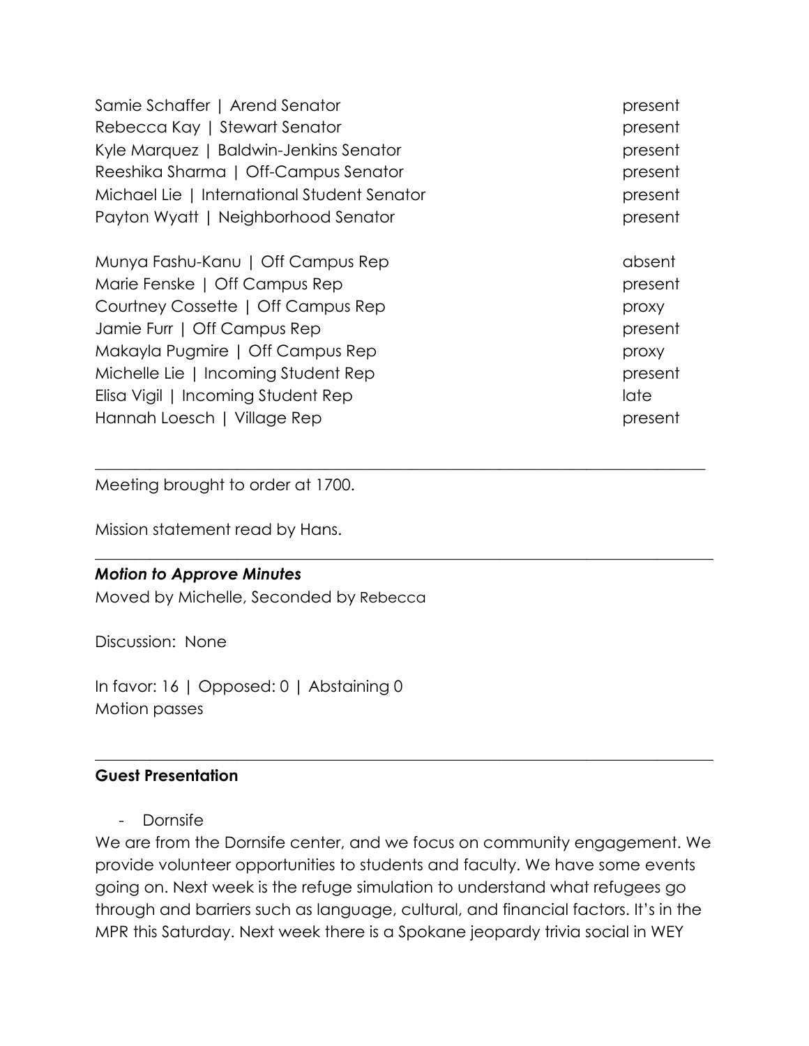| | |
|---|---|
| Samie Schaffer \| Arend Senator | present |
| Rebecca Kay \| Stewart Senator | present |
| Kyle Marquez \| Baldwin-Jenkins Senator | present |
| Reeshika Sharma \| Off-Campus Senator | present |
| Michael Lie \| International Student Senator | present |
| Payton Wyatt \| Neighborhood Senator | present |
| | |
| Munya Fashu-Kanu \| Off Campus Rep | absent |
| Marie Fenske \| Off Campus Rep | present |
| Courtney Cossette \| Off Campus Rep | proxy |
| Jamie Furr \| Off Campus Rep | present |
| Makayla Pugmire \| Off Campus Rep | proxy |
| Michelle Lie \| Incoming Student Rep | present |
| Elisa Vigil \| Incoming Student Rep | late |
| Hannah Loesch \| Village Rep | present |

---

Meeting brought to order at 1700.

Mission statement read by Hans.

---

***Motion to Approve Minutes***

Moved by Michelle, Seconded by Rebecca

Discussion: None

In favor: 16 | Opposed: 0 | Abstaining 0

Motion passes

---

**Guest Presentation**

- Dornsife

We are from the Dornsife center, and we focus on community engagement. We provide volunteer opportunities to students and faculty. We have some events going on. Next week is the refuge simulation to understand what refugees go through and barriers such as language, cultural, and financial factors. It's in the MPR this Saturday. Next week there is a Spokane jeopardy trivia social in WEY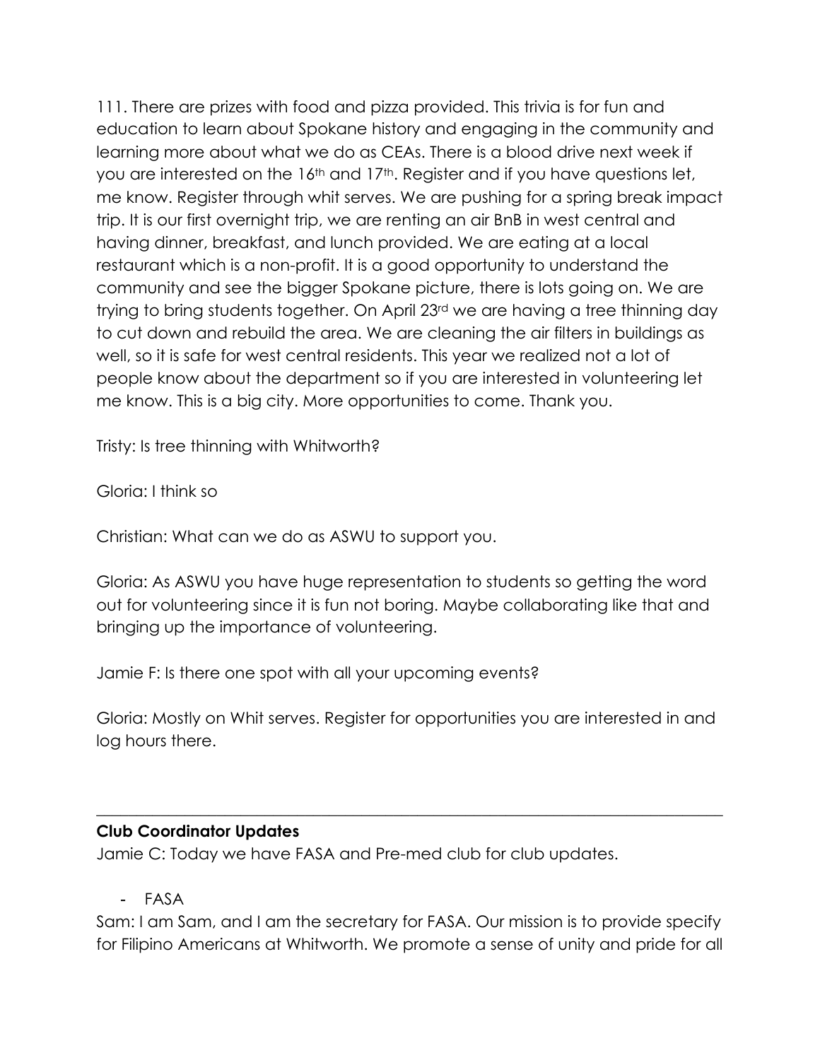111. There are prizes with food and pizza provided. This trivia is for fun and education to learn about Spokane history and engaging in the community and learning more about what we do as CEAs. There is a blood drive next week if you are interested on the 16th and 17th. Register and if you have questions let, me know. Register through whit serves. We are pushing for a spring break impact trip. It is our first overnight trip, we are renting an air BnB in west central and having dinner, breakfast, and lunch provided. We are eating at a local restaurant which is a non-profit. It is a good opportunity to understand the community and see the bigger Spokane picture, there is lots going on. We are trying to bring students together. On April 23rd we are having a tree thinning day to cut down and rebuild the area. We are cleaning the air filters in buildings as well, so it is safe for west central residents. This year we realized not a lot of people know about the department so if you are interested in volunteering let me know. This is a big city. More opportunities to come. Thank you.

Tristy: Is tree thinning with Whitworth?

Gloria: I think so

Christian: What can we do as ASWU to support you.

Gloria: As ASWU you have huge representation to students so getting the word out for volunteering since it is fun not boring. Maybe collaborating like that and bringing up the importance of volunteering.

Jamie F: Is there one spot with all your upcoming events?

Gloria: Mostly on Whit serves. Register for opportunities you are interested in and log hours there.

---

**Club Coordinator Updates**

Jamie C: Today we have FASA and Pre-med club for club updates.

- FASA

Sam: I am Sam, and I am the secretary for FASA. Our mission is to provide specify for Filipino Americans at Whitworth. We promote a sense of unity and pride for all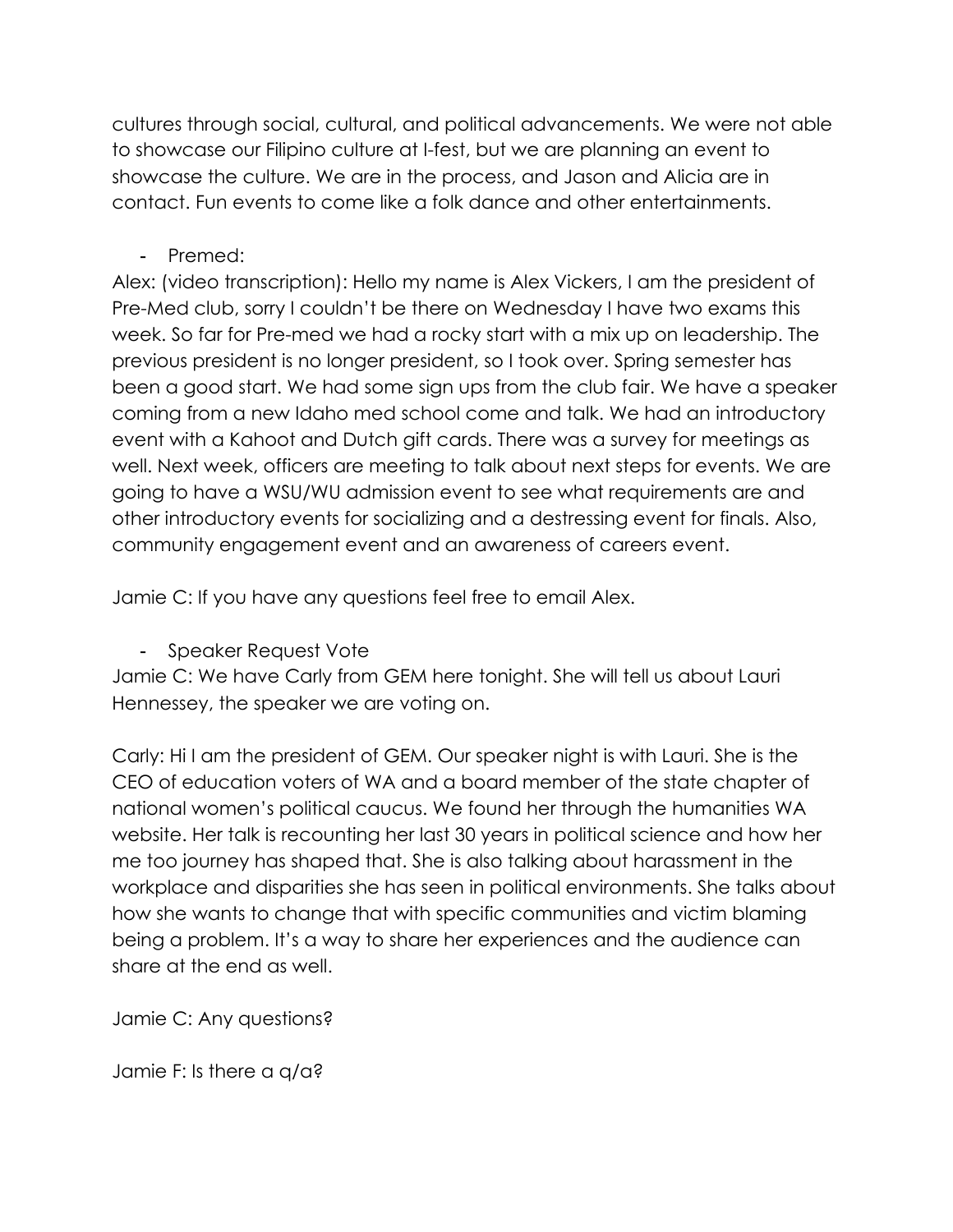cultures through social, cultural, and political advancements. We were not able to showcase our Filipino culture at I-fest, but we are planning an event to showcase the culture. We are in the process, and Jason and Alicia are in contact. Fun events to come like a folk dance and other entertainments.

- Premed:

Alex: (video transcription): Hello my name is Alex Vickers, I am the president of Pre-Med club, sorry I couldn't be there on Wednesday I have two exams this week. So far for Pre-med we had a rocky start with a mix up on leadership. The previous president is no longer president, so I took over. Spring semester has been a good start. We had some sign ups from the club fair. We have a speaker coming from a new Idaho med school come and talk. We had an introductory event with a Kahoot and Dutch gift cards. There was a survey for meetings as well. Next week, officers are meeting to talk about next steps for events. We are going to have a WSU/WU admission event to see what requirements are and other introductory events for socializing and a destressing event for finals. Also, community engagement event and an awareness of careers event.

Jamie C: If you have any questions feel free to email Alex.

- Speaker Request Vote

Jamie C: We have Carly from GEM here tonight. She will tell us about Lauri Hennessey, the speaker we are voting on.

Carly: Hi I am the president of GEM. Our speaker night is with Lauri. She is the CEO of education voters of WA and a board member of the state chapter of national women's political caucus. We found her through the humanities WA website. Her talk is recounting her last 30 years in political science and how her me too journey has shaped that. She is also talking about harassment in the workplace and disparities she has seen in political environments. She talks about how she wants to change that with specific communities and victim blaming being a problem. It's a way to share her experiences and the audience can share at the end as well.

Jamie C: Any questions?

Jamie F: Is there a q/a?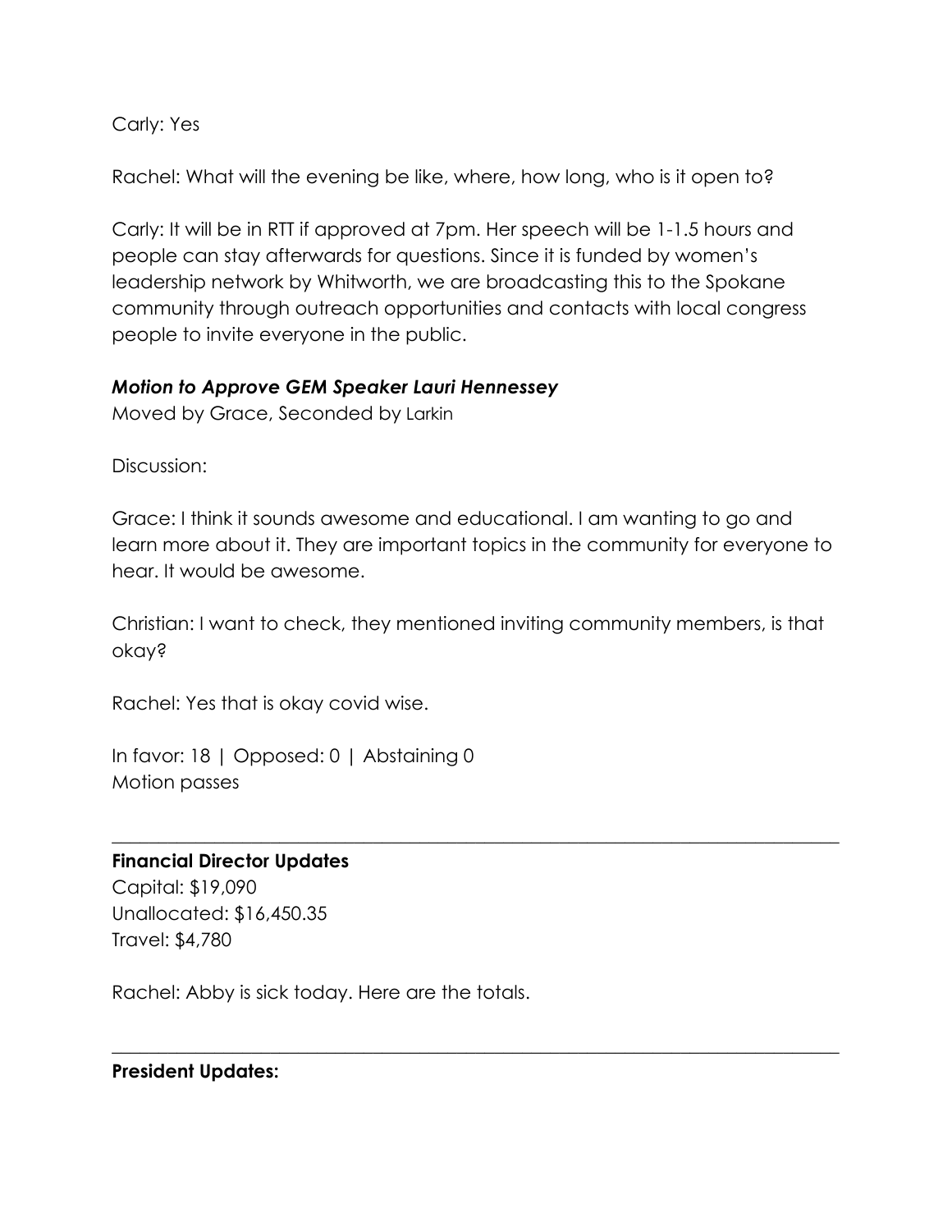Carly: Yes

Rachel: What will the evening be like, where, how long, who is it open to?

Carly: It will be in RTT if approved at 7pm. Her speech will be 1-1.5 hours and people can stay afterwards for questions. Since it is funded by women's leadership network by Whitworth, we are broadcasting this to the Spokane community through outreach opportunities and contacts with local congress people to invite everyone in the public.

***Motion to Approve GEM Speaker Lauri Hennessey***
Moved by Grace, Seconded by Larkin

Discussion:

Grace: I think it sounds awesome and educational. I am wanting to go and learn more about it. They are important topics in the community for everyone to hear. It would be awesome.

Christian: I want to check, they mentioned inviting community members, is that okay?

Rachel: Yes that is okay covid wise.

In favor: 18 | Opposed: 0 | Abstaining 0
Motion passes

---

**Financial Director Updates**
Capital: $19,090
Unallocated: $16,450.35
Travel: $4,780

Rachel: Abby is sick today. Here are the totals.

---

**President Updates:**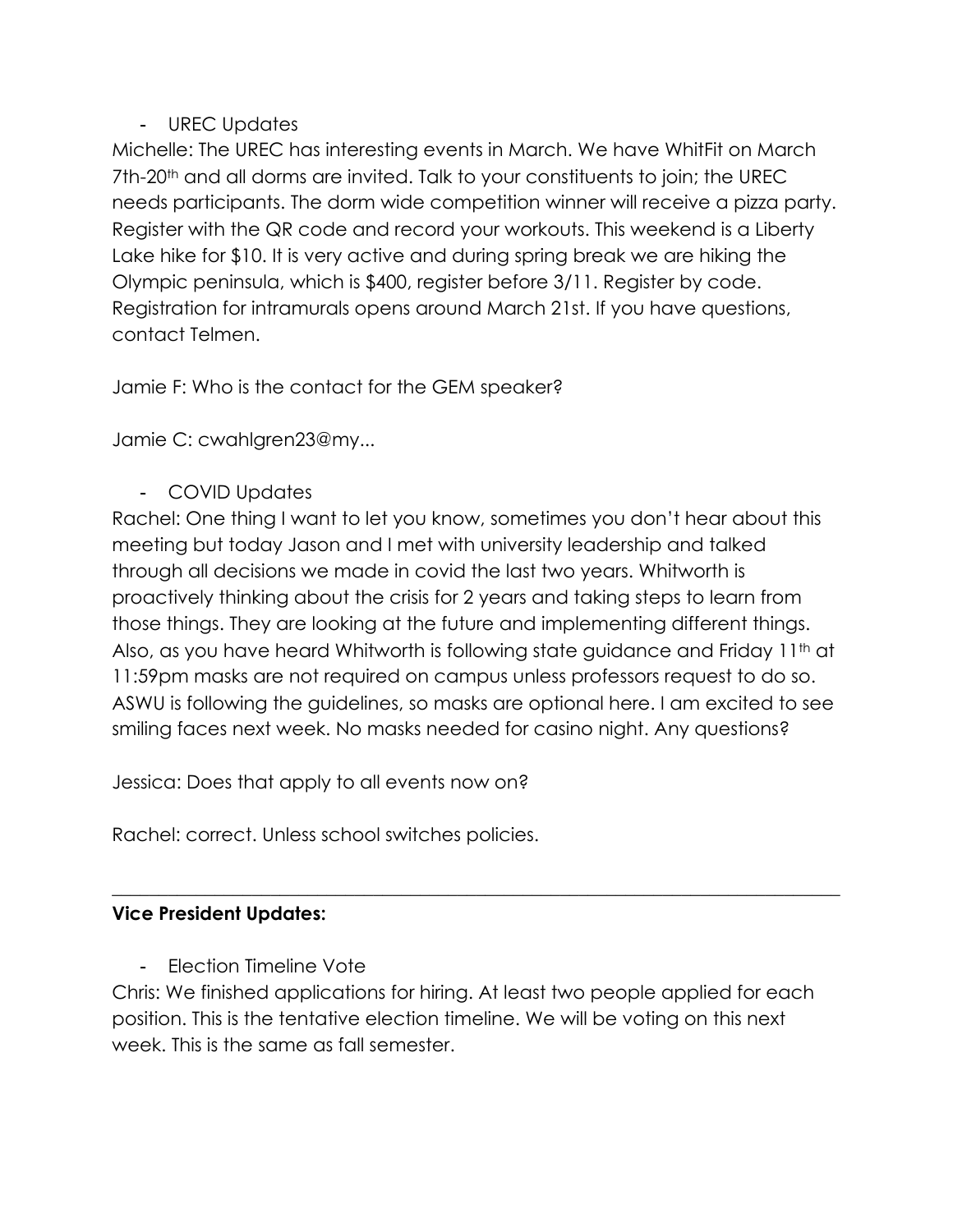- UREC Updates

Michelle: The UREC has interesting events in March. We have WhitFit on March 7th-20th and all dorms are invited. Talk to your constituents to join; the UREC needs participants. The dorm wide competition winner will receive a pizza party. Register with the QR code and record your workouts. This weekend is a Liberty Lake hike for $10. It is very active and during spring break we are hiking the Olympic peninsula, which is $400, register before 3/11. Register by code. Registration for intramurals opens around March 21st. If you have questions, contact Telmen.

Jamie F: Who is the contact for the GEM speaker?

Jamie C: cwahlgren23@my...

- COVID Updates

Rachel: One thing I want to let you know, sometimes you don't hear about this meeting but today Jason and I met with university leadership and talked through all decisions we made in covid the last two years. Whitworth is proactively thinking about the crisis for 2 years and taking steps to learn from those things. They are looking at the future and implementing different things. Also, as you have heard Whitworth is following state guidance and Friday 11th at 11:59pm masks are not required on campus unless professors request to do so. ASWU is following the guidelines, so masks are optional here. I am excited to see smiling faces next week. No masks needed for casino night. Any questions?

Jessica: Does that apply to all events now on?

Rachel: correct. Unless school switches policies.

---

**Vice President Updates:**

- Election Timeline Vote

Chris: We finished applications for hiring. At least two people applied for each position. This is the tentative election timeline. We will be voting on this next week. This is the same as fall semester.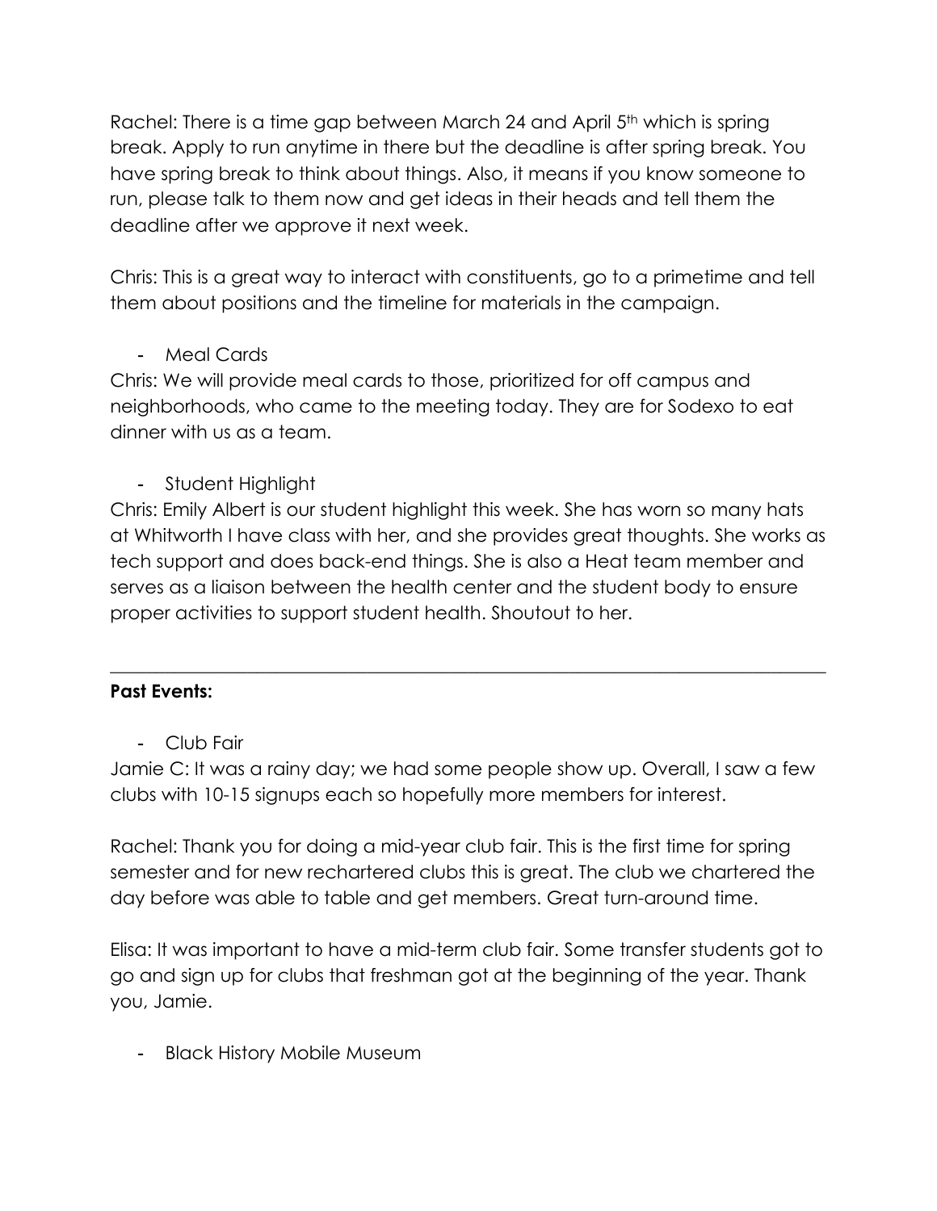Rachel: There is a time gap between March 24 and April 5th which is spring break. Apply to run anytime in there but the deadline is after spring break. You have spring break to think about things. Also, it means if you know someone to run, please talk to them now and get ideas in their heads and tell them the deadline after we approve it next week.

Chris: This is a great way to interact with constituents, go to a primetime and tell them about positions and the timeline for materials in the campaign.

- Meal Cards

Chris: We will provide meal cards to those, prioritized for off campus and neighborhoods, who came to the meeting today. They are for Sodexo to eat dinner with us as a team.

- Student Highlight

Chris: Emily Albert is our student highlight this week. She has worn so many hats at Whitworth I have class with her, and she provides great thoughts. She works as tech support and does back-end things. She is also a Heat team member and serves as a liaison between the health center and the student body to ensure proper activities to support student health. Shoutout to her.

---

**Past Events:**

- Club Fair

Jamie C: It was a rainy day; we had some people show up. Overall, I saw a few clubs with 10-15 signups each so hopefully more members for interest.

Rachel: Thank you for doing a mid-year club fair. This is the first time for spring semester and for new rechartered clubs this is great. The club we chartered the day before was able to table and get members. Great turn-around time.

Elisa: It was important to have a mid-term club fair. Some transfer students got to go and sign up for clubs that freshman got at the beginning of the year. Thank you, Jamie.

- Black History Mobile Museum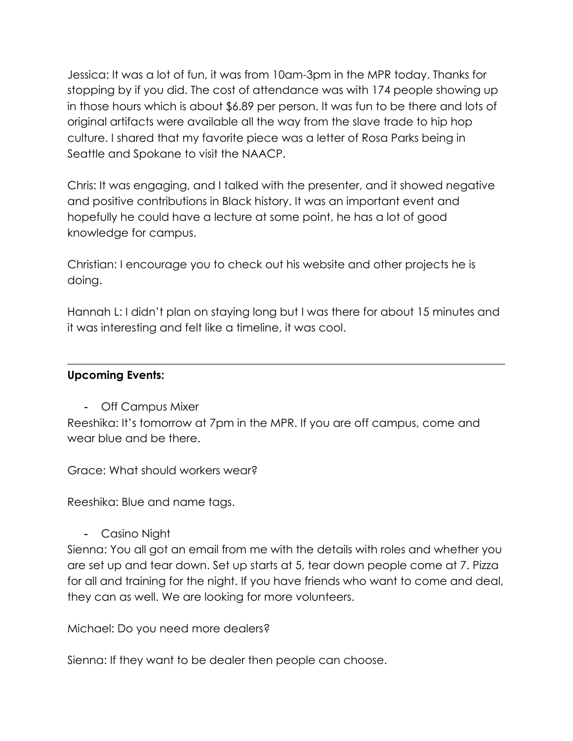Jessica: It was a lot of fun, it was from 10am-3pm in the MPR today. Thanks for stopping by if you did. The cost of attendance was with 174 people showing up in those hours which is about $6.89 per person. It was fun to be there and lots of original artifacts were available all the way from the slave trade to hip hop culture. I shared that my favorite piece was a letter of Rosa Parks being in Seattle and Spokane to visit the NAACP.

Chris: It was engaging, and I talked with the presenter, and it showed negative and positive contributions in Black history. It was an important event and hopefully he could have a lecture at some point, he has a lot of good knowledge for campus.

Christian: I encourage you to check out his website and other projects he is doing.

Hannah L: I didn't plan on staying long but I was there for about 15 minutes and it was interesting and felt like a timeline, it was cool.

---

**Upcoming Events:**

- Off Campus Mixer

Reeshika: It's tomorrow at 7pm in the MPR. If you are off campus, come and wear blue and be there.

Grace: What should workers wear?

Reeshika: Blue and name tags.

- Casino Night

Sienna: You all got an email from me with the details with roles and whether you are set up and tear down. Set up starts at 5, tear down people come at 7. Pizza for all and training for the night. If you have friends who want to come and deal, they can as well. We are looking for more volunteers.

Michael: Do you need more dealers?

Sienna: If they want to be dealer then people can choose.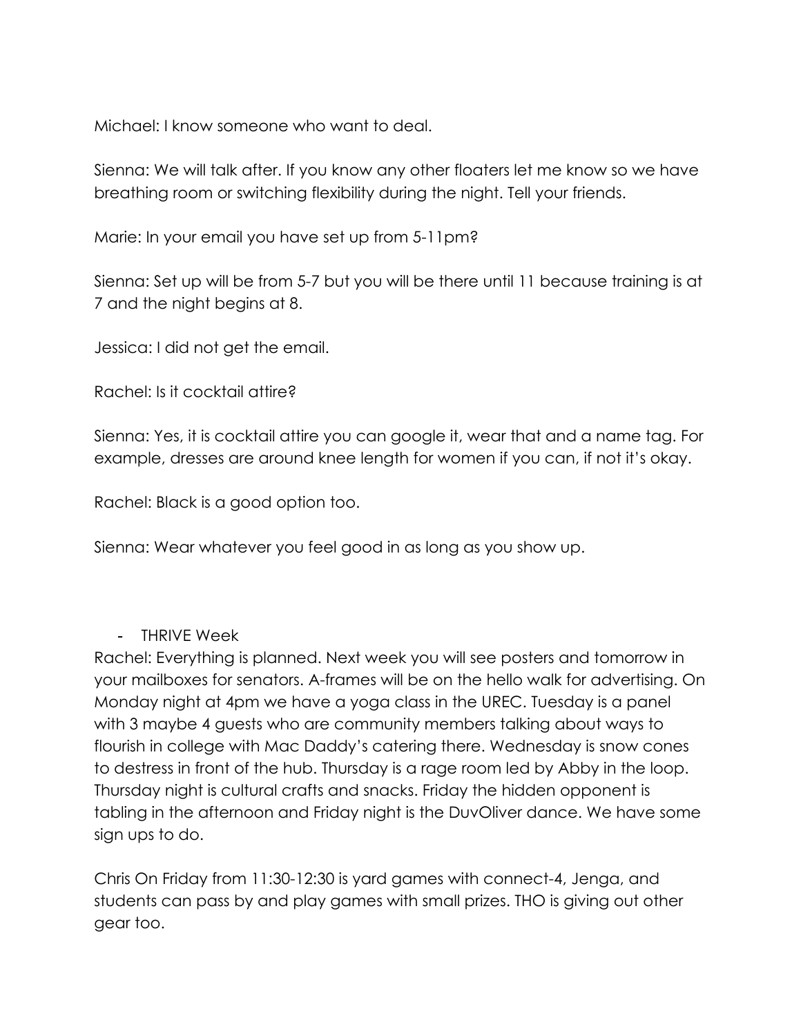Michael: I know someone who want to deal.

Sienna: We will talk after. If you know any other floaters let me know so we have breathing room or switching flexibility during the night. Tell your friends.

Marie: In your email you have set up from 5-11pm?

Sienna: Set up will be from 5-7 but you will be there until 11 because training is at 7 and the night begins at 8.

Jessica: I did not get the email.

Rachel: Is it cocktail attire?

Sienna: Yes, it is cocktail attire you can google it, wear that and a name tag. For example, dresses are around knee length for women if you can, if not it's okay.

Rachel: Black is a good option too.

Sienna: Wear whatever you feel good in as long as you show up.

- THRIVE Week

Rachel: Everything is planned. Next week you will see posters and tomorrow in your mailboxes for senators. A-frames will be on the hello walk for advertising. On Monday night at 4pm we have a yoga class in the UREC. Tuesday is a panel with 3 maybe 4 guests who are community members talking about ways to flourish in college with Mac Daddy's catering there. Wednesday is snow cones to destress in front of the hub. Thursday is a rage room led by Abby in the loop. Thursday night is cultural crafts and snacks. Friday the hidden opponent is tabling in the afternoon and Friday night is the DuvOliver dance. We have some sign ups to do.

Chris On Friday from 11:30-12:30 is yard games with connect-4, Jenga, and students can pass by and play games with small prizes. THO is giving out other gear too.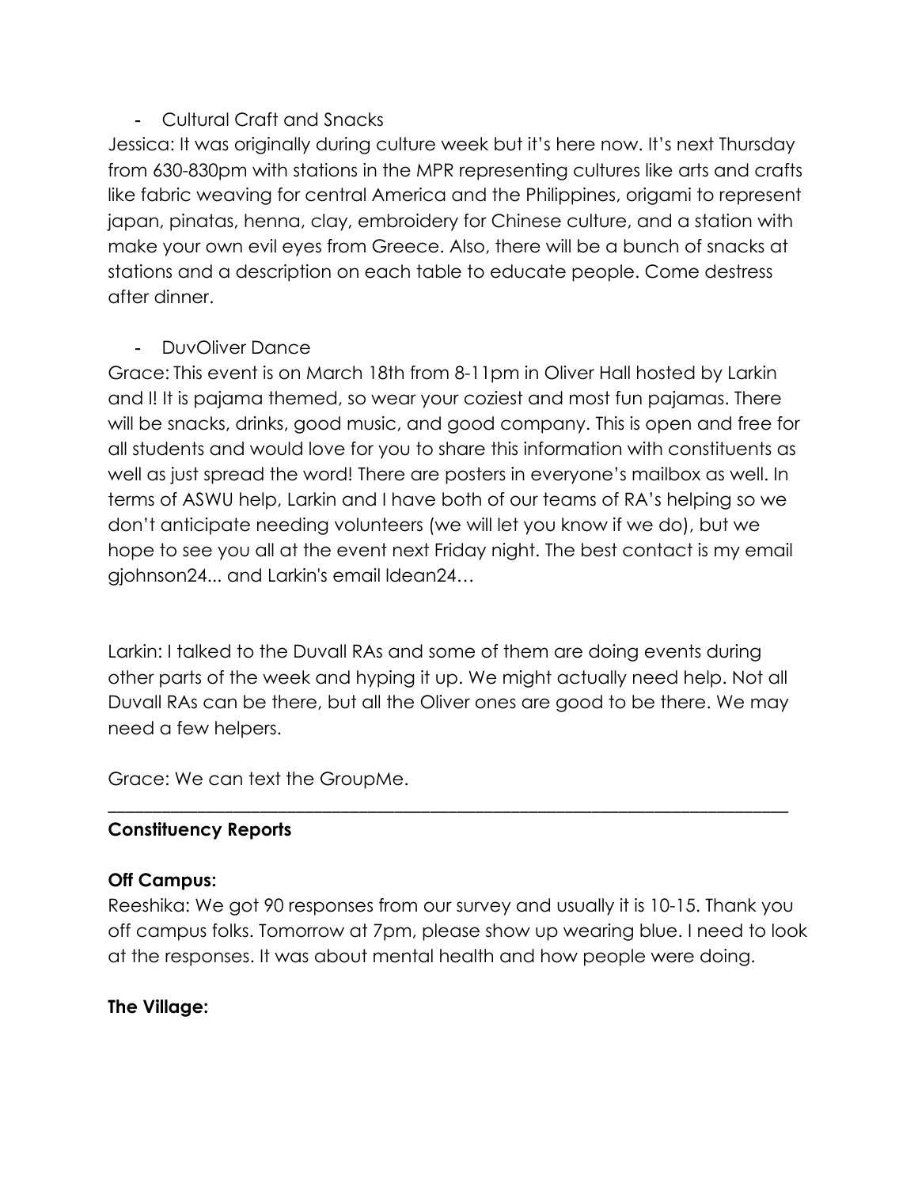- Cultural Craft and Snacks

Jessica: It was originally during culture week but it's here now. It's next Thursday from 630-830pm with stations in the MPR representing cultures like arts and crafts like fabric weaving for central America and the Philippines, origami to represent japan, pinatas, henna, clay, embroidery for Chinese culture, and a station with make your own evil eyes from Greece. Also, there will be a bunch of snacks at stations and a description on each table to educate people. Come destress after dinner.

- DuvOliver Dance

Grace: This event is on March 18th from 8-11pm in Oliver Hall hosted by Larkin and I! It is pajama themed, so wear your coziest and most fun pajamas. There will be snacks, drinks, good music, and good company. This is open and free for all students and would love for you to share this information with constituents as well as just spread the word! There are posters in everyone's mailbox as well. In terms of ASWU help, Larkin and I have both of our teams of RA's helping so we don't anticipate needing volunteers (we will let you know if we do), but we hope to see you all at the event next Friday night. The best contact is my email gjohnson24... and Larkin's email ldean24…

Larkin: I talked to the Duvall RAs and some of them are doing events during other parts of the week and hyping it up. We might actually need help. Not all Duvall RAs can be there, but all the Oliver ones are good to be there. We may need a few helpers.

Grace: We can text the GroupMe.

---

**Constituency Reports**

**Off Campus:**

Reeshika: We got 90 responses from our survey and usually it is 10-15. Thank you off campus folks. Tomorrow at 7pm, please show up wearing blue. I need to look at the responses. It was about mental health and how people were doing.

**The Village:**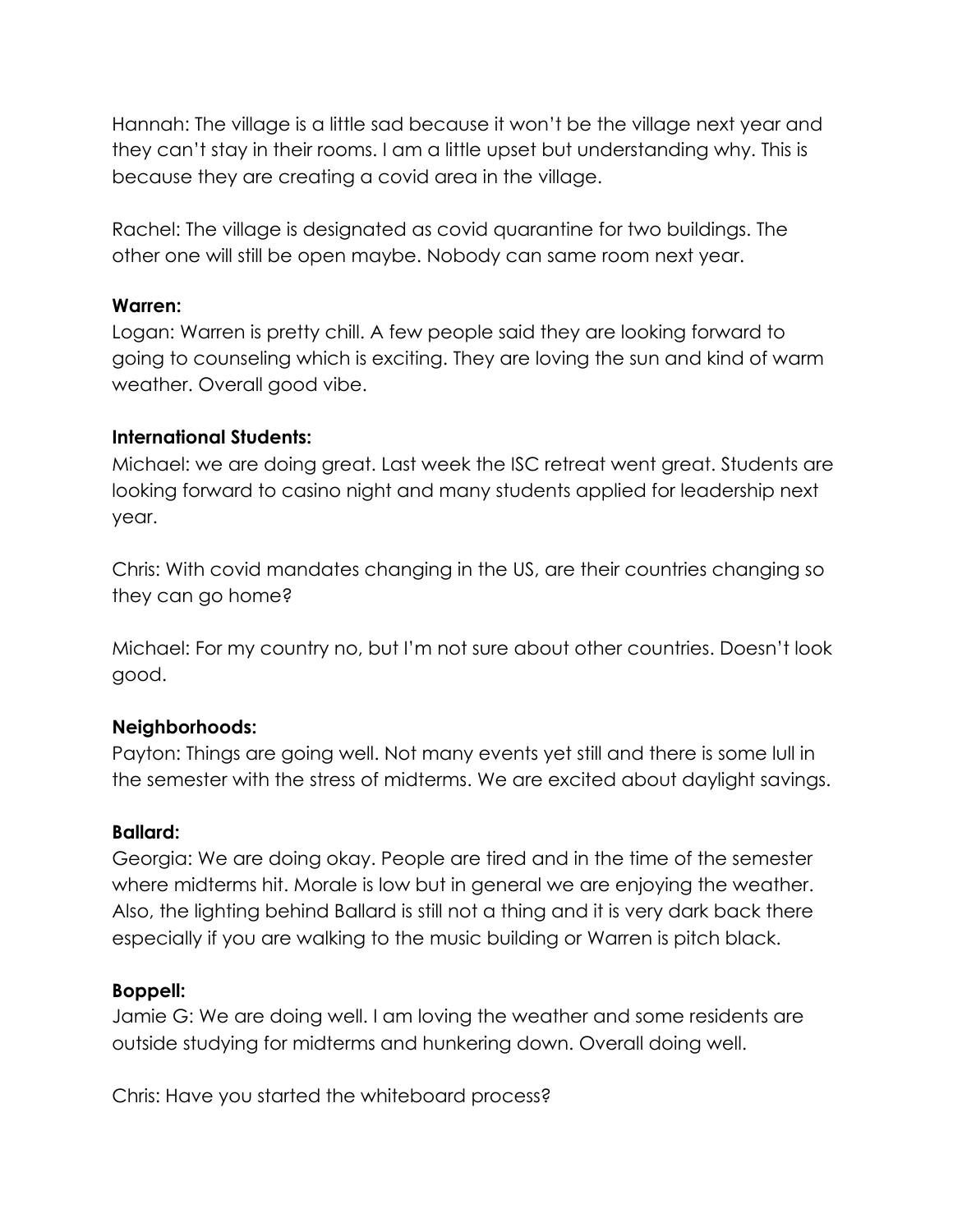Hannah: The village is a little sad because it won't be the village next year and they can't stay in their rooms. I am a little upset but understanding why. This is because they are creating a covid area in the village.

Rachel: The village is designated as covid quarantine for two buildings. The other one will still be open maybe. Nobody can same room next year.

**Warren:**

Logan: Warren is pretty chill. A few people said they are looking forward to going to counseling which is exciting. They are loving the sun and kind of warm weather. Overall good vibe.

**International Students:**

Michael: we are doing great. Last week the ISC retreat went great. Students are looking forward to casino night and many students applied for leadership next year.

Chris: With covid mandates changing in the US, are their countries changing so they can go home?

Michael: For my country no, but I'm not sure about other countries. Doesn't look good.

**Neighborhoods:**

Payton: Things are going well. Not many events yet still and there is some lull in the semester with the stress of midterms. We are excited about daylight savings.

**Ballard:**

Georgia: We are doing okay. People are tired and in the time of the semester where midterms hit. Morale is low but in general we are enjoying the weather. Also, the lighting behind Ballard is still not a thing and it is very dark back there especially if you are walking to the music building or Warren is pitch black.

**Boppell:**

Jamie G: We are doing well. I am loving the weather and some residents are outside studying for midterms and hunkering down. Overall doing well.

Chris: Have you started the whiteboard process?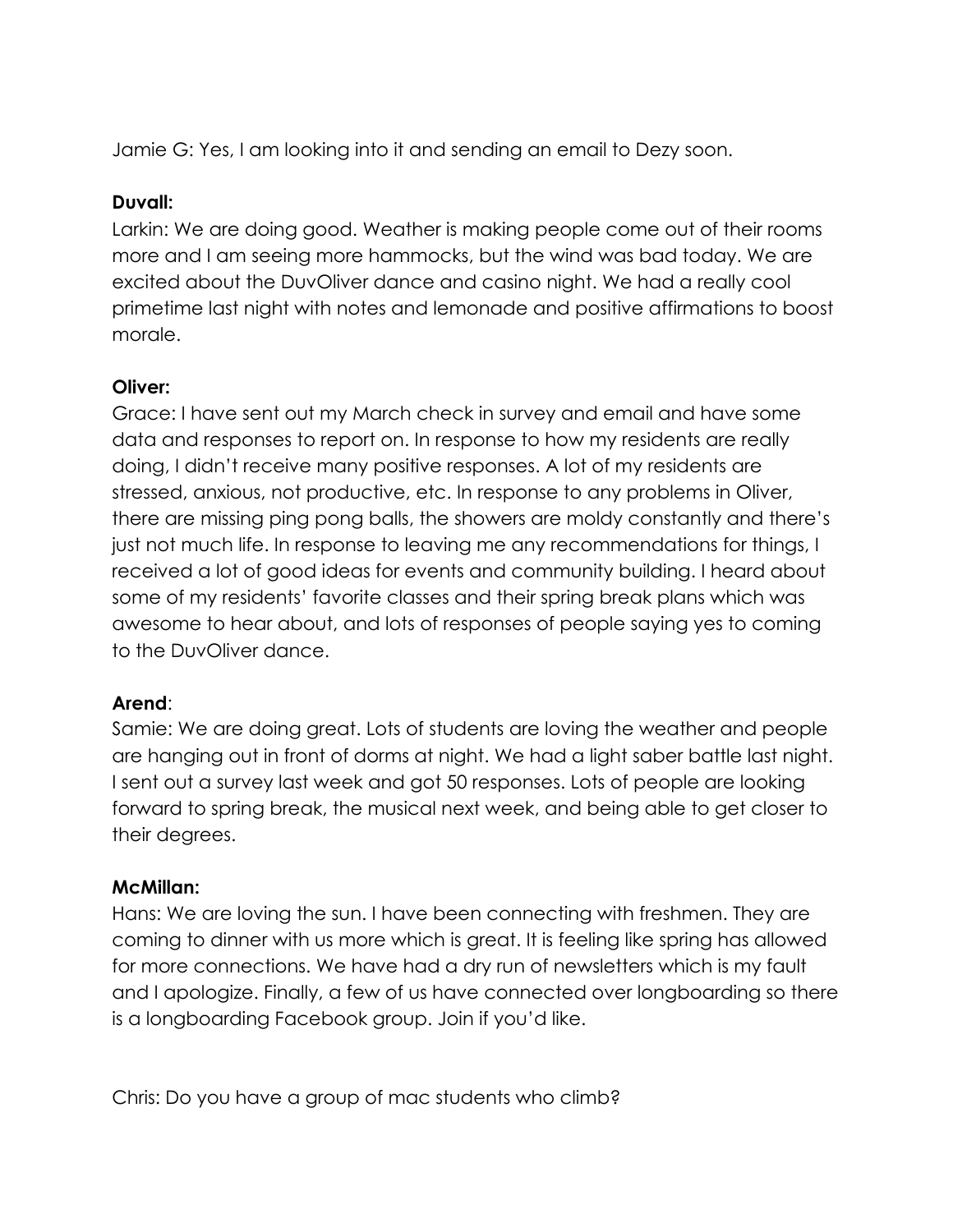Jamie G: Yes, I am looking into it and sending an email to Dezy soon.

**Duvall:**

Larkin: We are doing good. Weather is making people come out of their rooms more and I am seeing more hammocks, but the wind was bad today. We are excited about the DuvOliver dance and casino night. We had a really cool primetime last night with notes and lemonade and positive affirmations to boost morale.

**Oliver:**

Grace: I have sent out my March check in survey and email and have some data and responses to report on. In response to how my residents are really doing, I didn't receive many positive responses. A lot of my residents are stressed, anxious, not productive, etc. In response to any problems in Oliver, there are missing ping pong balls, the showers are moldy constantly and there's just not much life. In response to leaving me any recommendations for things, I received a lot of good ideas for events and community building. I heard about some of my residents' favorite classes and their spring break plans which was awesome to hear about, and lots of responses of people saying yes to coming to the DuvOliver dance.

**Arend**:

Samie: We are doing great. Lots of students are loving the weather and people are hanging out in front of dorms at night. We had a light saber battle last night. I sent out a survey last week and got 50 responses. Lots of people are looking forward to spring break, the musical next week, and being able to get closer to their degrees.

**McMillan:**

Hans: We are loving the sun. I have been connecting with freshmen. They are coming to dinner with us more which is great. It is feeling like spring has allowed for more connections. We have had a dry run of newsletters which is my fault and I apologize. Finally, a few of us have connected over longboarding so there is a longboarding Facebook group. Join if you'd like.

Chris: Do you have a group of mac students who climb?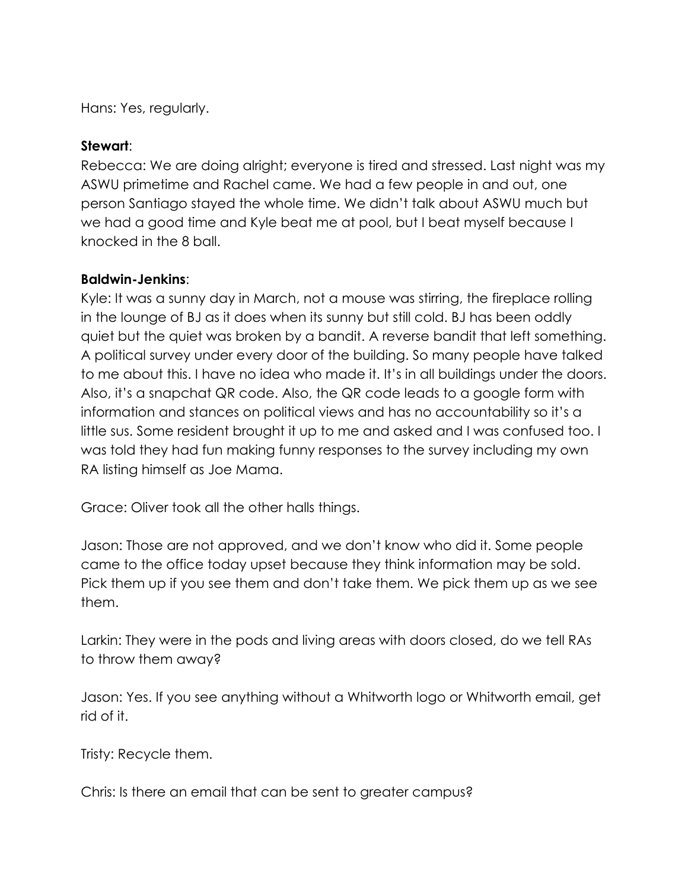Hans: Yes, regularly.

**Stewart**:

Rebecca: We are doing alright; everyone is tired and stressed. Last night was my ASWU primetime and Rachel came. We had a few people in and out, one person Santiago stayed the whole time. We didn't talk about ASWU much but we had a good time and Kyle beat me at pool, but I beat myself because I knocked in the 8 ball.

**Baldwin-Jenkins**:

Kyle: It was a sunny day in March, not a mouse was stirring, the fireplace rolling in the lounge of BJ as it does when its sunny but still cold. BJ has been oddly quiet but the quiet was broken by a bandit. A reverse bandit that left something. A political survey under every door of the building. So many people have talked to me about this. I have no idea who made it. It's in all buildings under the doors. Also, it's a snapchat QR code. Also, the QR code leads to a google form with information and stances on political views and has no accountability so it's a little sus. Some resident brought it up to me and asked and I was confused too. I was told they had fun making funny responses to the survey including my own RA listing himself as Joe Mama.

Grace: Oliver took all the other halls things.

Jason: Those are not approved, and we don't know who did it. Some people came to the office today upset because they think information may be sold. Pick them up if you see them and don't take them. We pick them up as we see them.

Larkin: They were in the pods and living areas with doors closed, do we tell RAs to throw them away?

Jason: Yes. If you see anything without a Whitworth logo or Whitworth email, get rid of it.

Tristy: Recycle them.

Chris: Is there an email that can be sent to greater campus?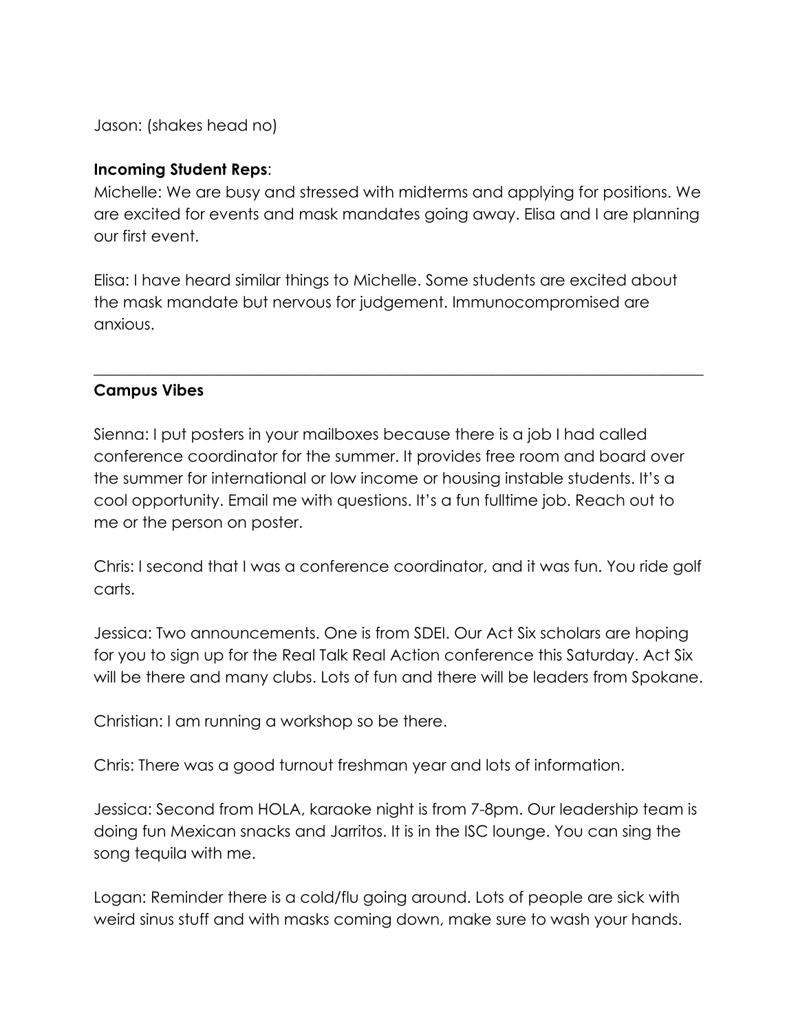Jason: (shakes head no)

**Incoming Student Reps**:

Michelle: We are busy and stressed with midterms and applying for positions. We are excited for events and mask mandates going away. Elisa and I are planning our first event.

Elisa: I have heard similar things to Michelle. Some students are excited about the mask mandate but nervous for judgement. Immunocompromised are anxious.

---

**Campus Vibes**

Sienna: I put posters in your mailboxes because there is a job I had called conference coordinator for the summer. It provides free room and board over the summer for international or low income or housing instable students. It's a cool opportunity. Email me with questions. It's a fun fulltime job. Reach out to me or the person on poster.

Chris: I second that I was a conference coordinator, and it was fun. You ride golf carts.

Jessica: Two announcements. One is from SDEI. Our Act Six scholars are hoping for you to sign up for the Real Talk Real Action conference this Saturday. Act Six will be there and many clubs. Lots of fun and there will be leaders from Spokane.

Christian: I am running a workshop so be there.

Chris: There was a good turnout freshman year and lots of information.

Jessica: Second from HOLA, karaoke night is from 7-8pm. Our leadership team is doing fun Mexican snacks and Jarritos. It is in the ISC lounge. You can sing the song tequila with me.

Logan: Reminder there is a cold/flu going around. Lots of people are sick with weird sinus stuff and with masks coming down, make sure to wash your hands.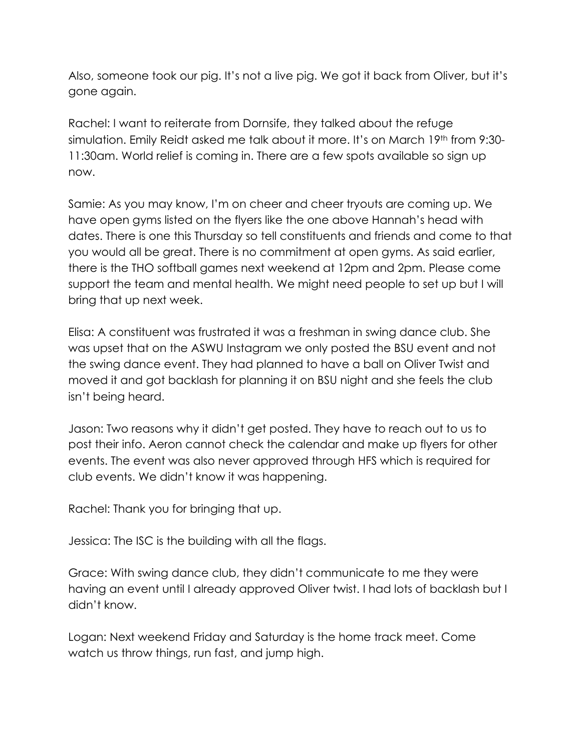Also, someone took our pig. It's not a live pig. We got it back from Oliver, but it's gone again.

Rachel: I want to reiterate from Dornsife, they talked about the refuge simulation. Emily Reidt asked me talk about it more. It's on March 19th from 9:30-11:30am. World relief is coming in. There are a few spots available so sign up now.

Samie: As you may know, I'm on cheer and cheer tryouts are coming up. We have open gyms listed on the flyers like the one above Hannah's head with dates. There is one this Thursday so tell constituents and friends and come to that you would all be great. There is no commitment at open gyms. As said earlier, there is the THO softball games next weekend at 12pm and 2pm. Please come support the team and mental health. We might need people to set up but I will bring that up next week.

Elisa: A constituent was frustrated it was a freshman in swing dance club. She was upset that on the ASWU Instagram we only posted the BSU event and not the swing dance event. They had planned to have a ball on Oliver Twist and moved it and got backlash for planning it on BSU night and she feels the club isn't being heard.

Jason: Two reasons why it didn't get posted. They have to reach out to us to post their info. Aeron cannot check the calendar and make up flyers for other events. The event was also never approved through HFS which is required for club events. We didn't know it was happening.

Rachel: Thank you for bringing that up.

Jessica: The ISC is the building with all the flags.

Grace: With swing dance club, they didn't communicate to me they were having an event until I already approved Oliver twist. I had lots of backlash but I didn't know.

Logan: Next weekend Friday and Saturday is the home track meet. Come watch us throw things, run fast, and jump high.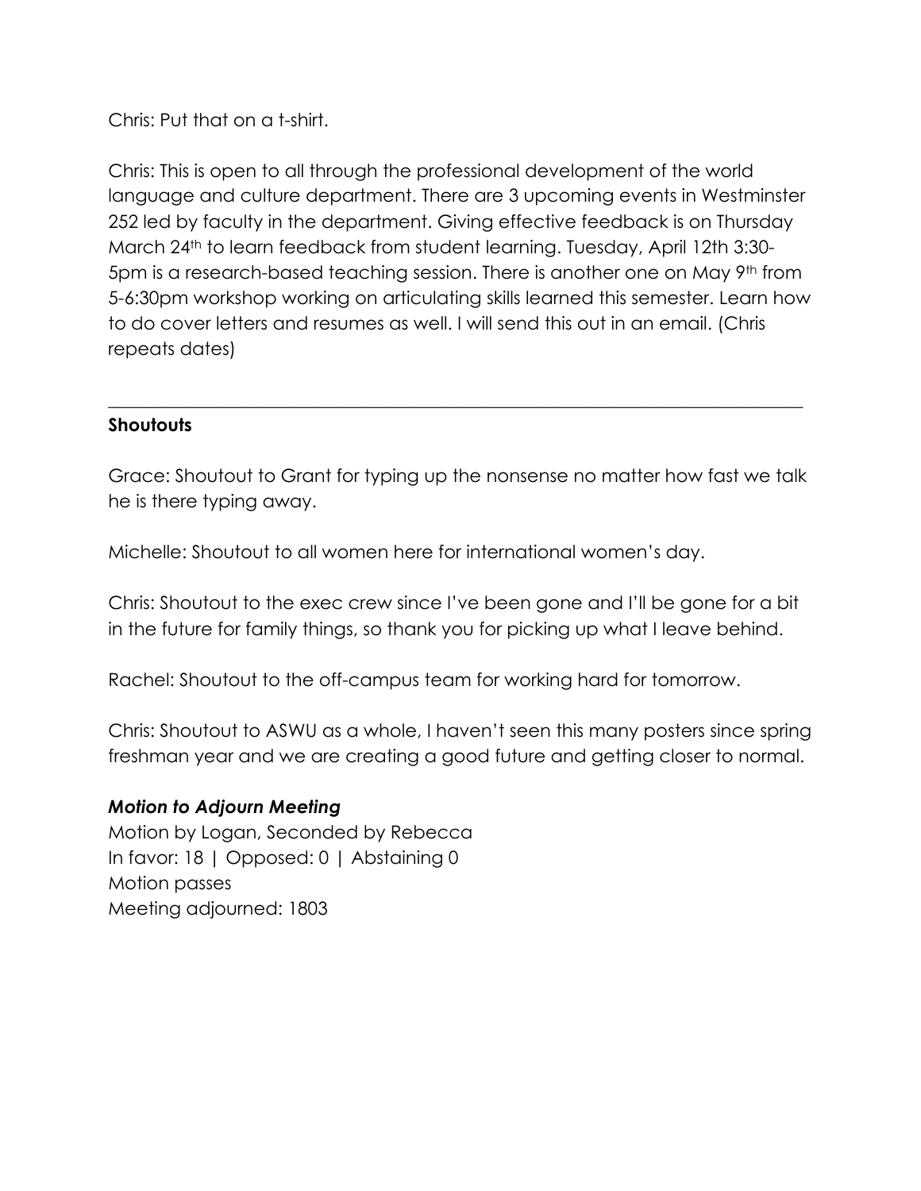Chris: Put that on a t-shirt.

Chris: This is open to all through the professional development of the world language and culture department. There are 3 upcoming events in Westminster 252 led by faculty in the department. Giving effective feedback is on Thursday March 24th to learn feedback from student learning. Tuesday, April 12th 3:30-5pm is a research-based teaching session. There is another one on May 9th from 5-6:30pm workshop working on articulating skills learned this semester. Learn how to do cover letters and resumes as well. I will send this out in an email. (Chris repeats dates)

---

**Shoutouts**

Grace: Shoutout to Grant for typing up the nonsense no matter how fast we talk he is there typing away.

Michelle: Shoutout to all women here for international women's day.

Chris: Shoutout to the exec crew since I've been gone and I'll be gone for a bit in the future for family things, so thank you for picking up what I leave behind.

Rachel: Shoutout to the off-campus team for working hard for tomorrow.

Chris: Shoutout to ASWU as a whole, I haven't seen this many posters since spring freshman year and we are creating a good future and getting closer to normal.

***Motion to Adjourn Meeting***

Motion by Logan, Seconded by Rebecca
In favor: 18 | Opposed: 0 | Abstaining 0
Motion passes
Meeting adjourned: 1803